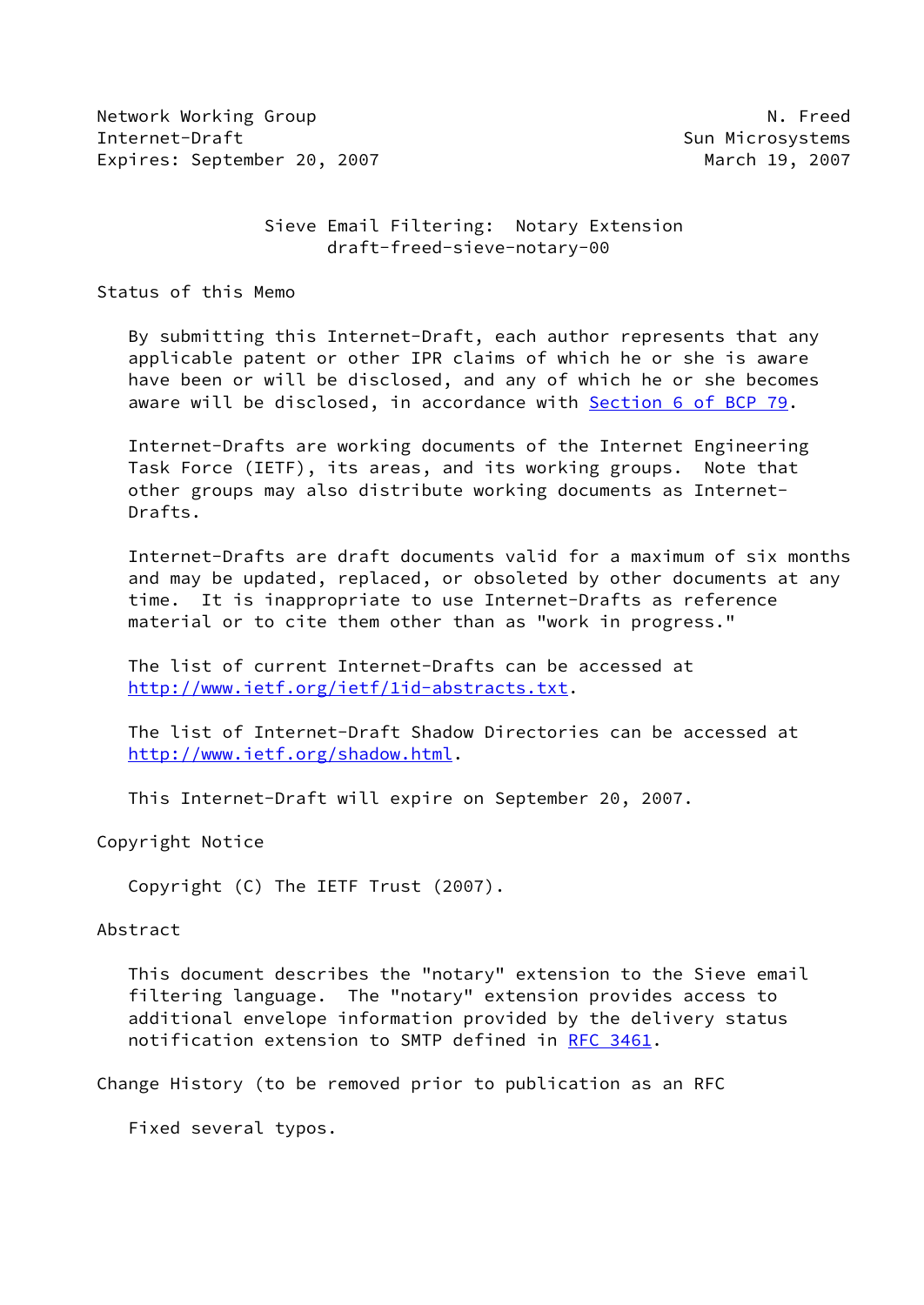Network Working Group N. Freed
Internet-Draft Sun Microsystems
Expires: September 20, 2007 March 19, 2007

# Sieve Email Filtering: Notary Extension
draft-freed-sieve-notary-00

## Status of this Memo

By submitting this Internet-Draft, each author represents that any applicable patent or other IPR claims of which he or she is aware have been or will be disclosed, and any of which he or she becomes aware will be disclosed, in accordance with Section 6 of BCP 79.

Internet-Drafts are working documents of the Internet Engineering Task Force (IETF), its areas, and its working groups. Note that other groups may also distribute working documents as Internet-Drafts.

Internet-Drafts are draft documents valid for a maximum of six months and may be updated, replaced, or obsoleted by other documents at any time. It is inappropriate to use Internet-Drafts as reference material or to cite them other than as "work in progress."

The list of current Internet-Drafts can be accessed at http://www.ietf.org/ietf/1id-abstracts.txt.

The list of Internet-Draft Shadow Directories can be accessed at http://www.ietf.org/shadow.html.

This Internet-Draft will expire on September 20, 2007.

## Copyright Notice

Copyright (C) The IETF Trust (2007).

## Abstract

This document describes the "notary" extension to the Sieve email filtering language. The "notary" extension provides access to additional envelope information provided by the delivery status notification extension to SMTP defined in RFC 3461.

## Change History (to be removed prior to publication as an RFC

Fixed several typos.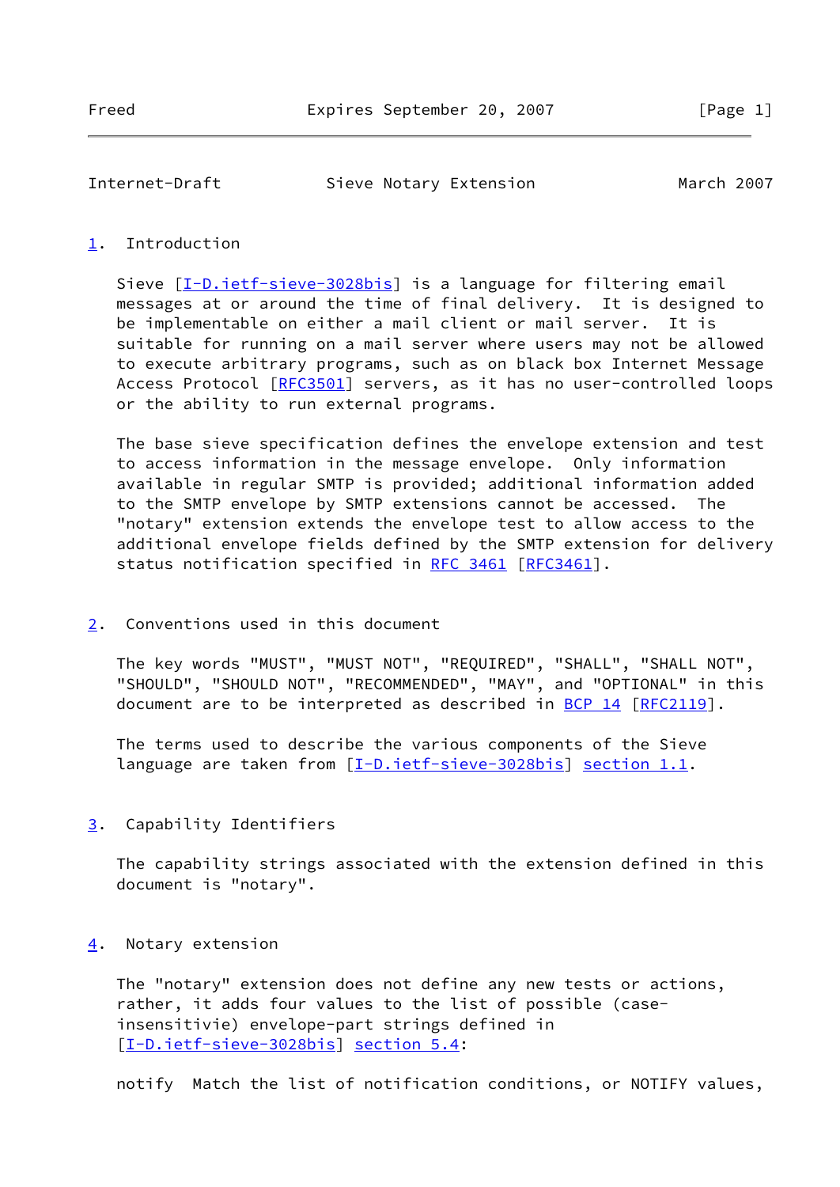## 1. Introduction

Sieve [I-D.ietf-sieve-3028bis] is a language for filtering email messages at or around the time of final delivery. It is designed to be implementable on either a mail client or mail server. It is suitable for running on a mail server where users may not be allowed to execute arbitrary programs, such as on black box Internet Message Access Protocol [RFC3501] servers, as it has no user-controlled loops or the ability to run external programs.

The base sieve specification defines the envelope extension and test to access information in the message envelope. Only information available in regular SMTP is provided; additional information added to the SMTP envelope by SMTP extensions cannot be accessed. The "notary" extension extends the envelope test to allow access to the additional envelope fields defined by the SMTP extension for delivery status notification specified in RFC 3461 [RFC3461].

## 2. Conventions used in this document

The key words "MUST", "MUST NOT", "REQUIRED", "SHALL", "SHALL NOT", "SHOULD", "SHOULD NOT", "RECOMMENDED", "MAY", and "OPTIONAL" in this document are to be interpreted as described in BCP 14 [RFC2119].

The terms used to describe the various components of the Sieve language are taken from [I-D.ietf-sieve-3028bis] section 1.1.

## 3. Capability Identifiers

The capability strings associated with the extension defined in this document is "notary".

## 4. Notary extension

The "notary" extension does not define any new tests or actions, rather, it adds four values to the list of possible (case-insensitivie) envelope-part strings defined in [I-D.ietf-sieve-3028bis] section 5.4:

notify  Match the list of notification conditions, or NOTIFY values,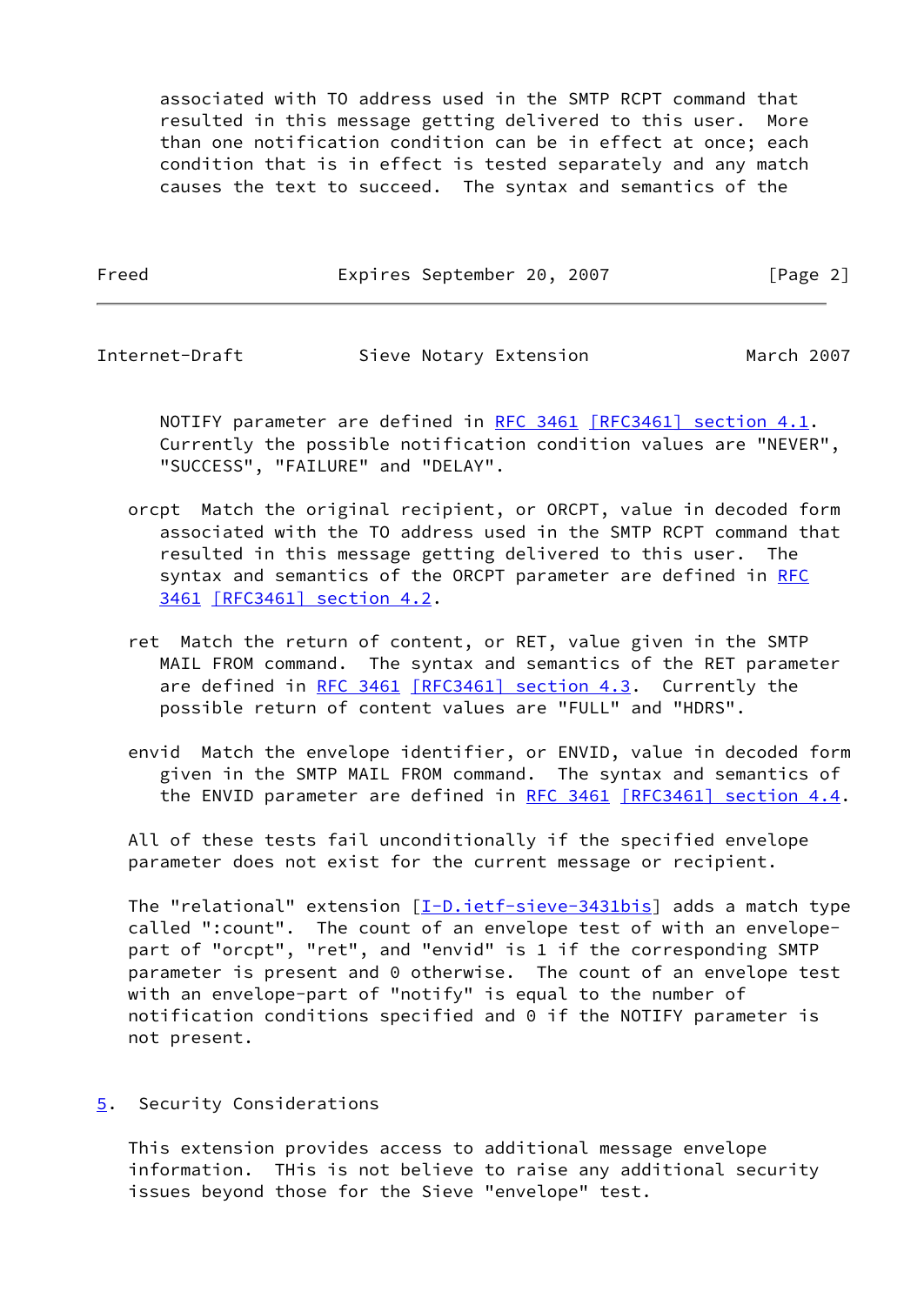associated with TO address used in the SMTP RCPT command that resulted in this message getting delivered to this user. More than one notification condition can be in effect at once; each condition that is in effect is tested separately and any match causes the text to succeed. The syntax and semantics of the NOTIFY parameter are defined in RFC 3461 [RFC3461] section 4.1. Currently the possible notification condition values are "NEVER", "SUCCESS", "FAILURE" and "DELAY".

orcpt Match the original recipient, or ORCPT, value in decoded form associated with the TO address used in the SMTP RCPT command that resulted in this message getting delivered to this user. The syntax and semantics of the ORCPT parameter are defined in RFC 3461 [RFC3461] section 4.2.

ret Match the return of content, or RET, value given in the SMTP MAIL FROM command. The syntax and semantics of the RET parameter are defined in RFC 3461 [RFC3461] section 4.3. Currently the possible return of content values are "FULL" and "HDRS".

envid Match the envelope identifier, or ENVID, value in decoded form given in the SMTP MAIL FROM command. The syntax and semantics of the ENVID parameter are defined in RFC 3461 [RFC3461] section 4.4.

All of these tests fail unconditionally if the specified envelope parameter does not exist for the current message or recipient.

The "relational" extension [I-D.ietf-sieve-3431bis] adds a match type called ":count". The count of an envelope test of with an envelope-part of "orcpt", "ret", and "envid" is 1 if the corresponding SMTP parameter is present and 0 otherwise. The count of an envelope test with an envelope-part of "notify" is equal to the number of notification conditions specified and 0 if the NOTIFY parameter is not present.

## 5. Security Considerations

This extension provides access to additional message envelope information. THis is not believe to raise any additional security issues beyond those for the Sieve "envelope" test.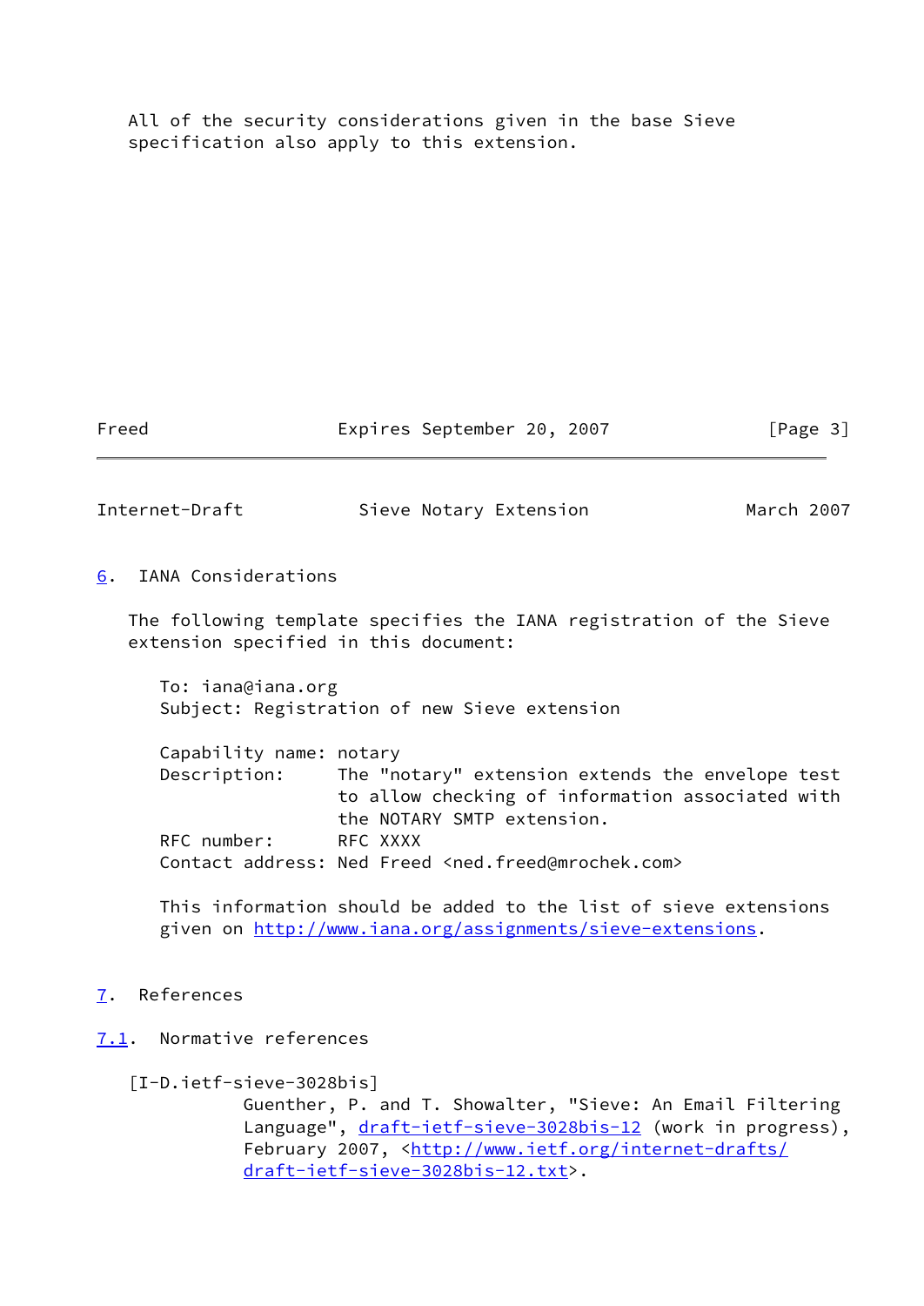All of the security considerations given in the base Sieve specification also apply to this extension.

## 6. IANA Considerations

The following template specifies the IANA registration of the Sieve extension specified in this document:

```
To: iana@iana.org
Subject: Registration of new Sieve extension

Capability name: notary
Description:     The "notary" extension extends the envelope test
                 to allow checking of information associated with
                 the NOTARY SMTP extension.
RFC number:      RFC XXXX
Contact address: Ned Freed <ned.freed@mrochek.com>
```

This information should be added to the list of sieve extensions given on http://www.iana.org/assignments/sieve-extensions.

## 7. References

### 7.1. Normative references

[I-D.ietf-sieve-3028bis]
Guenther, P. and T. Showalter, "Sieve: An Email Filtering Language", draft-ietf-sieve-3028bis-12 (work in progress), February 2007, <http://www.ietf.org/internet-drafts/draft-ietf-sieve-3028bis-12.txt>.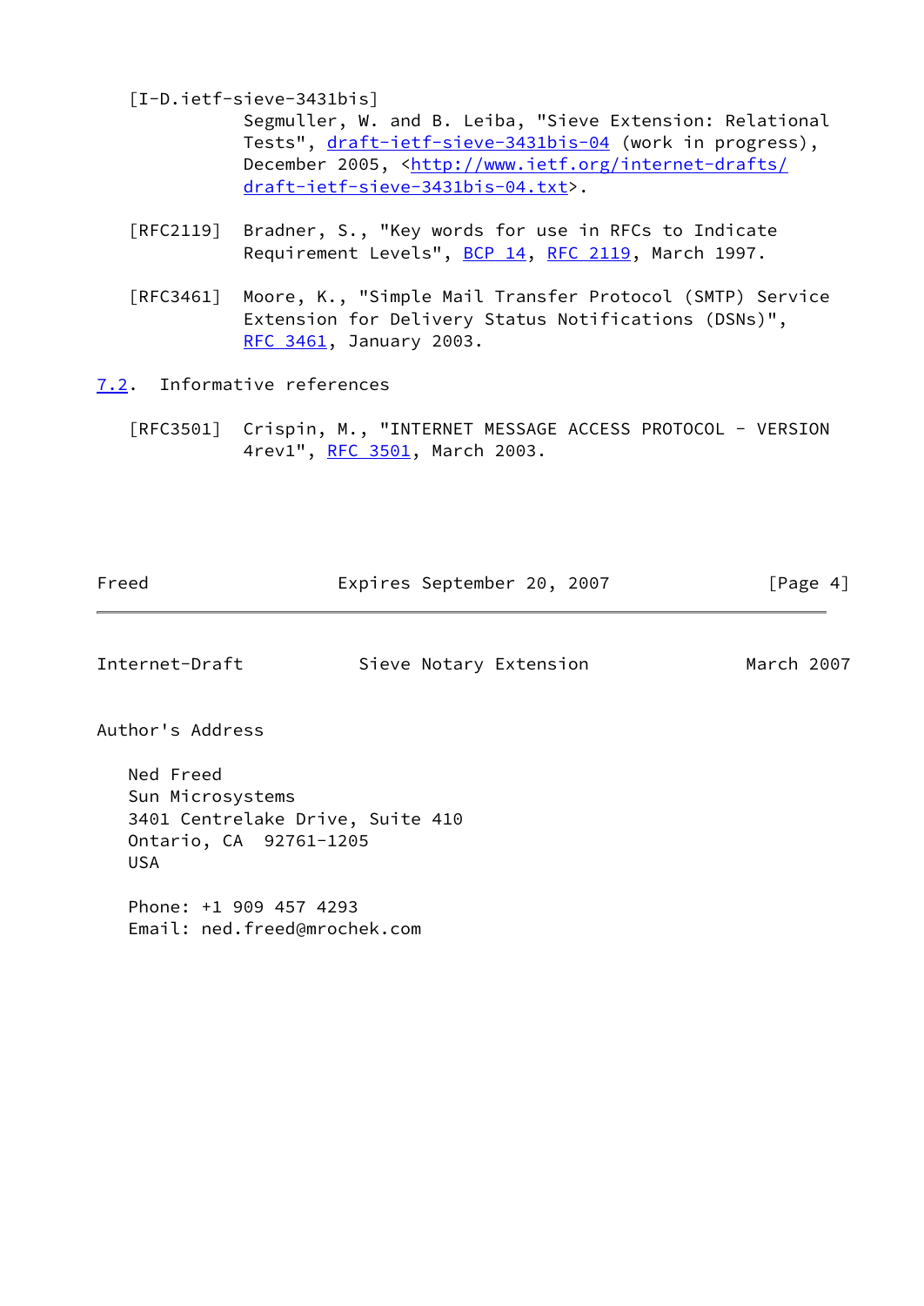[I-D.ietf-sieve-3431bis]
Segmuller, W. and B. Leiba, "Sieve Extension: Relational Tests", draft-ietf-sieve-3431bis-04 (work in progress), December 2005, <http://www.ietf.org/internet-drafts/draft-ietf-sieve-3431bis-04.txt>.

[RFC2119] Bradner, S., "Key words for use in RFCs to Indicate Requirement Levels", BCP 14, RFC 2119, March 1997.

[RFC3461] Moore, K., "Simple Mail Transfer Protocol (SMTP) Service Extension for Delivery Status Notifications (DSNs)", RFC 3461, January 2003.

### 7.2. Informative references

[RFC3501] Crispin, M., "INTERNET MESSAGE ACCESS PROTOCOL - VERSION 4rev1", RFC 3501, March 2003.

## Author's Address

Ned Freed
Sun Microsystems
3401 Centrelake Drive, Suite 410
Ontario, CA 92761-1205
USA

Phone: +1 909 457 4293
Email: ned.freed@mrochek.com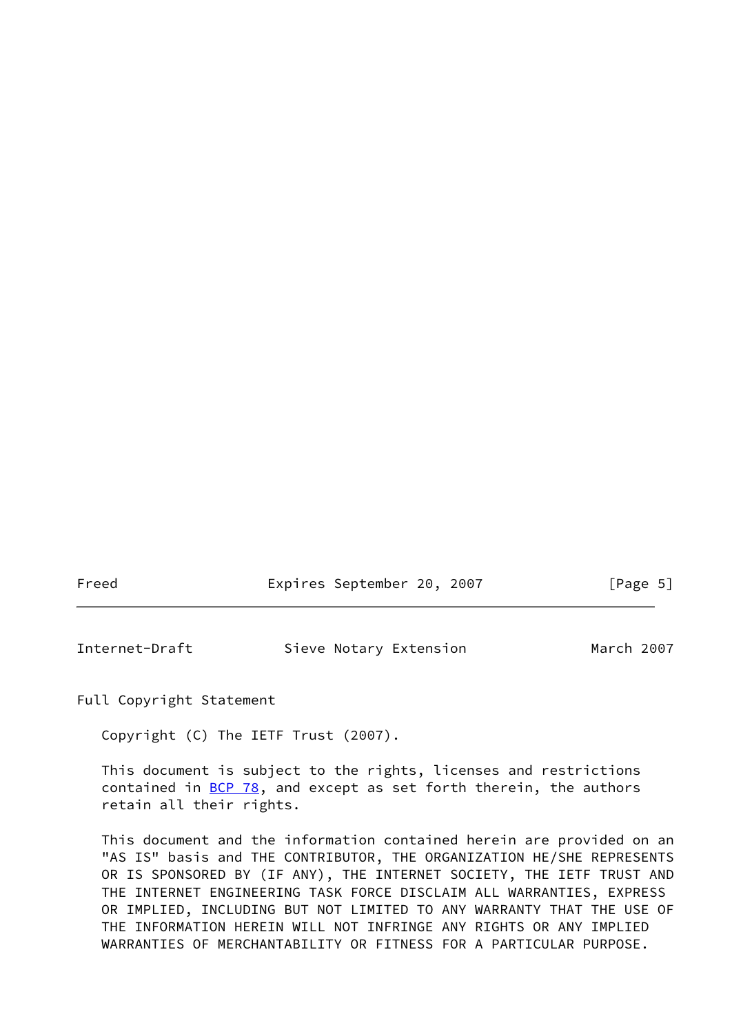## Full Copyright Statement

Copyright (C) The IETF Trust (2007).

This document is subject to the rights, licenses and restrictions contained in BCP 78, and except as set forth therein, the authors retain all their rights.

This document and the information contained herein are provided on an "AS IS" basis and THE CONTRIBUTOR, THE ORGANIZATION HE/SHE REPRESENTS OR IS SPONSORED BY (IF ANY), THE INTERNET SOCIETY, THE IETF TRUST AND THE INTERNET ENGINEERING TASK FORCE DISCLAIM ALL WARRANTIES, EXPRESS OR IMPLIED, INCLUDING BUT NOT LIMITED TO ANY WARRANTY THAT THE USE OF THE INFORMATION HEREIN WILL NOT INFRINGE ANY RIGHTS OR ANY IMPLIED WARRANTIES OF MERCHANTABILITY OR FITNESS FOR A PARTICULAR PURPOSE.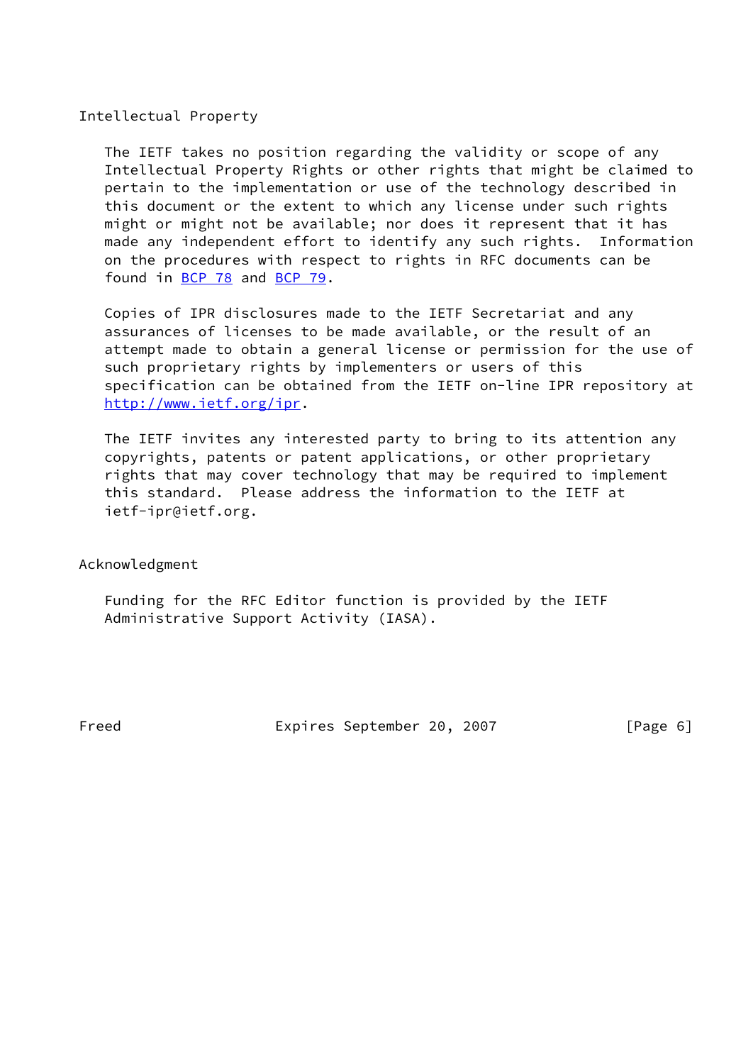## Intellectual Property

The IETF takes no position regarding the validity or scope of any Intellectual Property Rights or other rights that might be claimed to pertain to the implementation or use of the technology described in this document or the extent to which any license under such rights might or might not be available; nor does it represent that it has made any independent effort to identify any such rights. Information on the procedures with respect to rights in RFC documents can be found in BCP 78 and BCP 79.

Copies of IPR disclosures made to the IETF Secretariat and any assurances of licenses to be made available, or the result of an attempt made to obtain a general license or permission for the use of such proprietary rights by implementers or users of this specification can be obtained from the IETF on-line IPR repository at http://www.ietf.org/ipr.

The IETF invites any interested party to bring to its attention any copyrights, patents or patent applications, or other proprietary rights that may cover technology that may be required to implement this standard. Please address the information to the IETF at ietf-ipr@ietf.org.

## Acknowledgment

Funding for the RFC Editor function is provided by the IETF Administrative Support Activity (IASA).